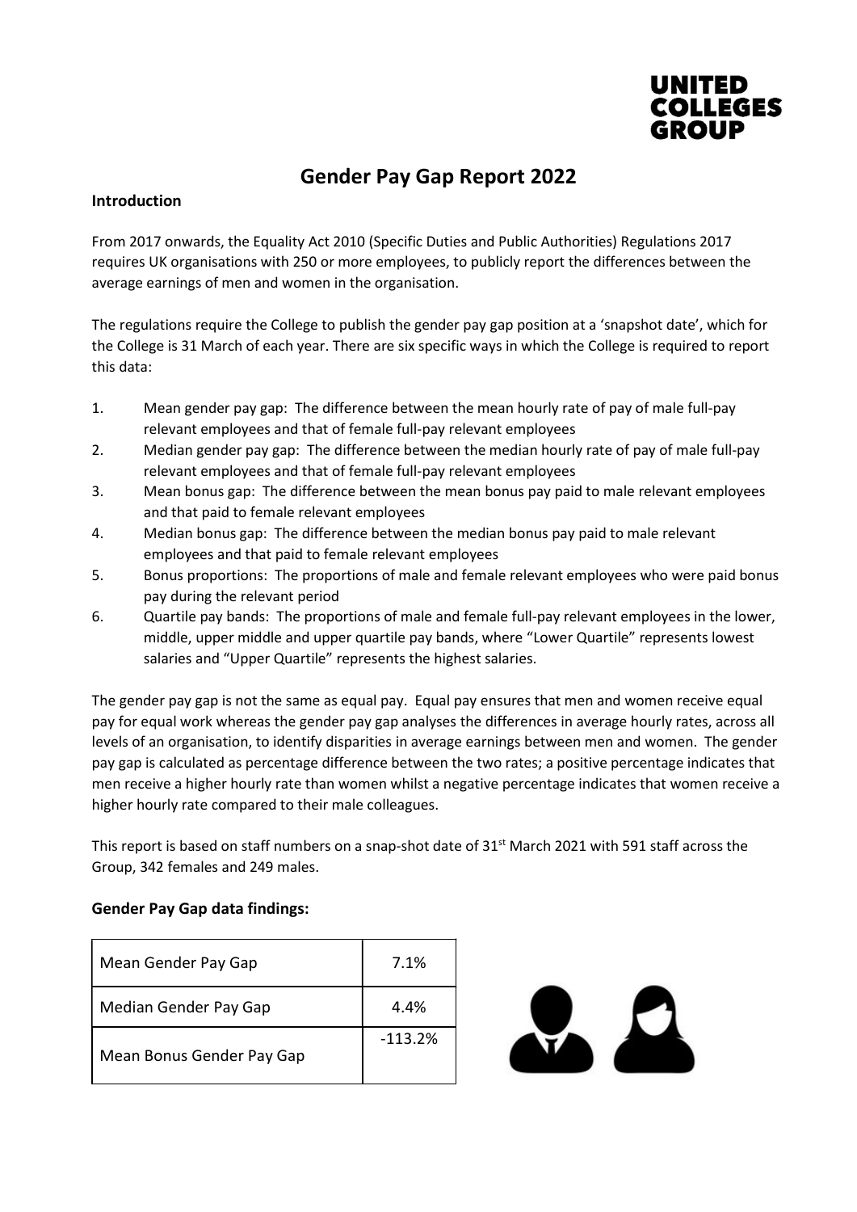UNITED COLLEGES GROUP

# Gender Pay Gap Report 2022

## Introduction

From 2017 onwards, the Equality Act 2010 (Specific Duties and Public Authorities) Regulations 2017 requires UK organisations with 250 or more employees, to publicly report the differences between the average earnings of men and women in the organisation.

The regulations require the College to publish the gender pay gap position at a 'snapshot date', which for the College is 31 March of each year. There are six specific ways in which the College is required to report this data:

1. Mean gender pay gap: The difference between the mean hourly rate of pay of male full-pay relevant employees and that of female full-pay relevant employees
2. Median gender pay gap: The difference between the median hourly rate of pay of male full-pay relevant employees and that of female full-pay relevant employees
3. Mean bonus gap: The difference between the mean bonus pay paid to male relevant employees and that paid to female relevant employees
4. Median bonus gap: The difference between the median bonus pay paid to male relevant employees and that paid to female relevant employees
5. Bonus proportions: The proportions of male and female relevant employees who were paid bonus pay during the relevant period
6. Quartile pay bands: The proportions of male and female full-pay relevant employees in the lower, middle, upper middle and upper quartile pay bands, where "Lower Quartile" represents lowest salaries and "Upper Quartile" represents the highest salaries.

The gender pay gap is not the same as equal pay. Equal pay ensures that men and women receive equal pay for equal work whereas the gender pay gap analyses the differences in average hourly rates, across all levels of an organisation, to identify disparities in average earnings between men and women. The gender pay gap is calculated as percentage difference between the two rates; a positive percentage indicates that men receive a higher hourly rate than women whilst a negative percentage indicates that women receive a higher hourly rate compared to their male colleagues.

This report is based on staff numbers on a snap-shot date of 31st March 2021 with 591 staff across the Group, 342 females and 249 males.

## Gender Pay Gap data findings:

| | |
|---|---|
| Mean Gender Pay Gap | 7.1% |
| Median Gender Pay Gap | 4.4% |
| Mean Bonus Gender Pay Gap | -113.2% |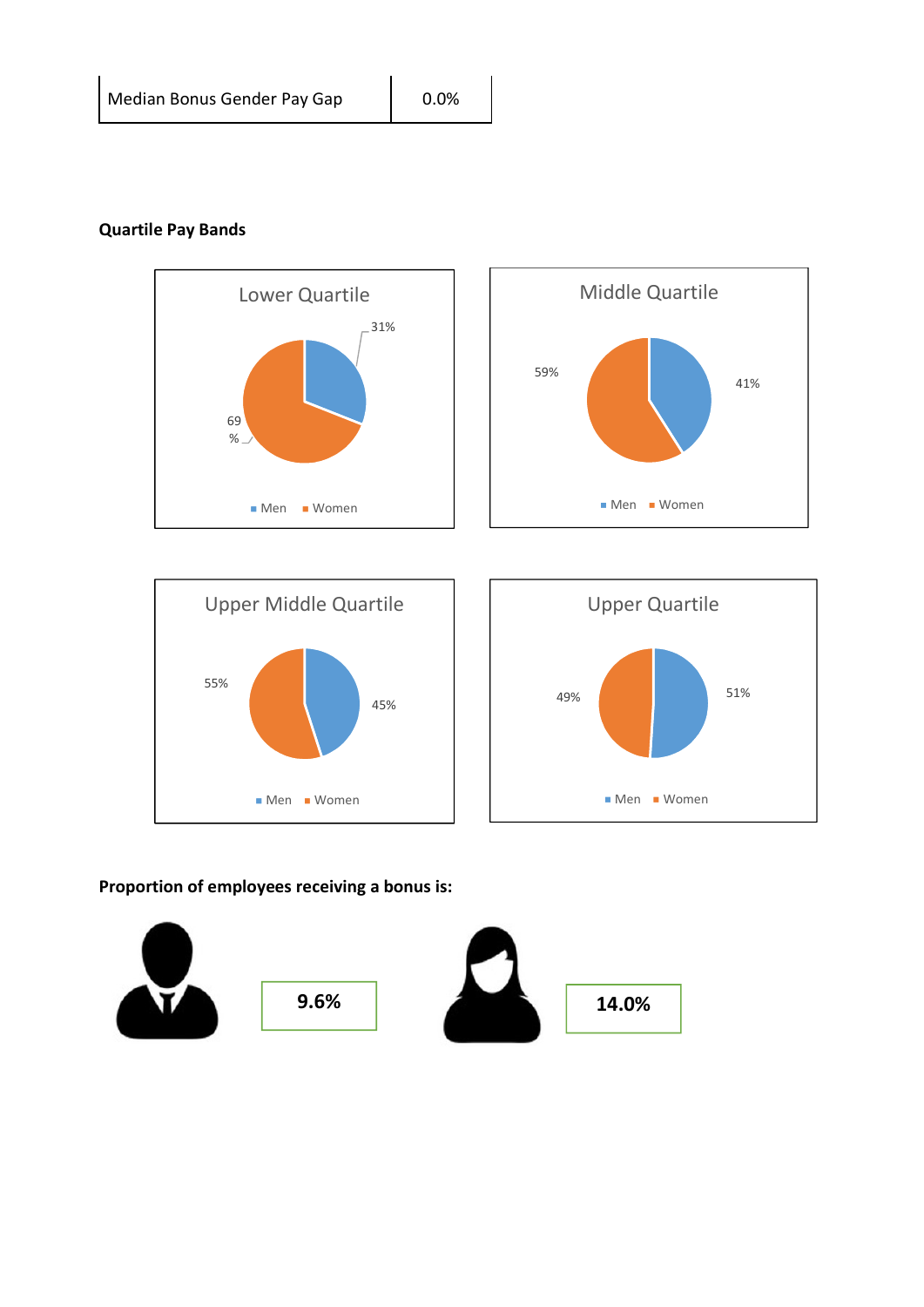| Median Bonus Gender Pay Gap | 0.0% |
|---|---|

**Quartile Pay Bands**

**Lower Quartile**

- Men: 31%
- Women: 69%

**Middle Quartile**

- Men: 41%
- Women: 59%

**Upper Middle Quartile**

- Men: 45%
- Women: 55%

**Upper Quartile**

- Men: 51%
- Women: 49%

**Proportion of employees receiving a bonus is:**

| Men | Women |
|---|---|
| **9.6%** | **14.0%** |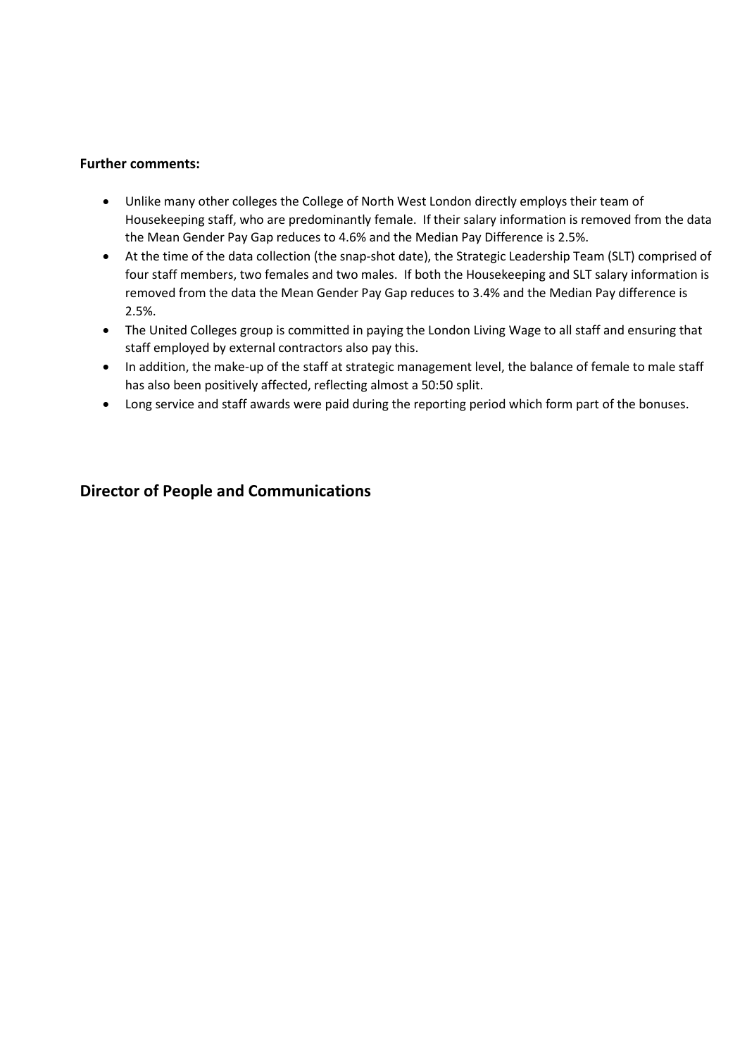**Further comments:**

- Unlike many other colleges the College of North West London directly employs their team of Housekeeping staff, who are predominantly female. If their salary information is removed from the data the Mean Gender Pay Gap reduces to 4.6% and the Median Pay Difference is 2.5%.
- At the time of the data collection (the snap-shot date), the Strategic Leadership Team (SLT) comprised of four staff members, two females and two males. If both the Housekeeping and SLT salary information is removed from the data the Mean Gender Pay Gap reduces to 3.4% and the Median Pay difference is 2.5%.
- The United Colleges group is committed in paying the London Living Wage to all staff and ensuring that staff employed by external contractors also pay this.
- In addition, the make-up of the staff at strategic management level, the balance of female to male staff has also been positively affected, reflecting almost a 50:50 split.
- Long service and staff awards were paid during the reporting period which form part of the bonuses.

## Director of People and Communications